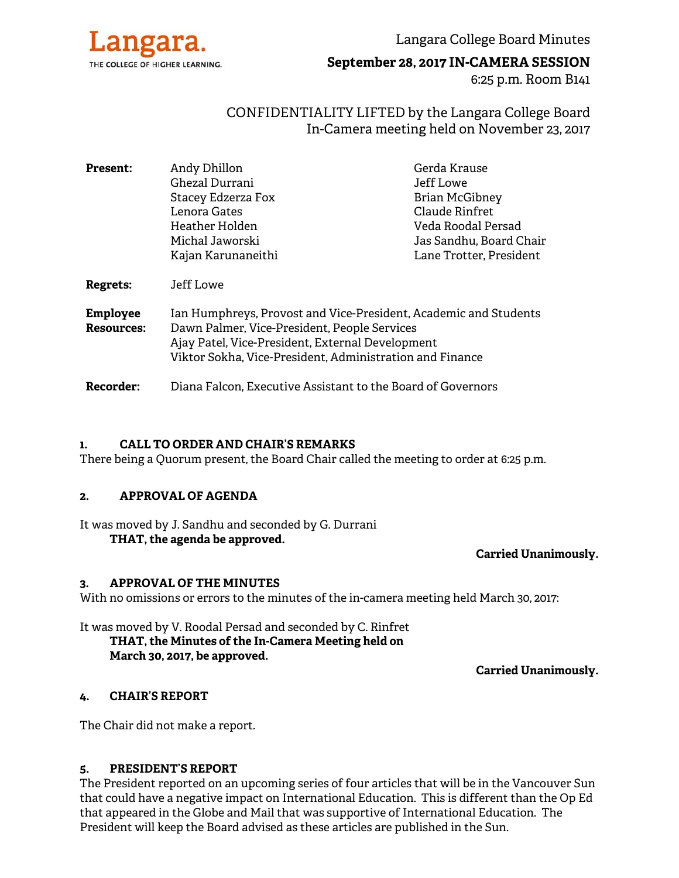Langara.

THE COLLEGE OF HIGHER LEARNING.

Langara College Board Minutes

**September 28, 2017 IN-CAMERA SESSION**

6:25 p.m. Room B141

CONFIDENTIALITY LIFTED by the Langara College Board In-Camera meeting held on November 23, 2017

| | | |
|---|---|---|
| **Present:** | Andy Dhillon | Gerda Krause |
| | Ghezal Durrani | Jeff Lowe |
| | Stacey Edzerza Fox | Brian McGibney |
| | Lenora Gates | Claude Rinfret |
| | Heather Holden | Veda Roodal Persad |
| | Michal Jaworski | Jas Sandhu, Board Chair |
| | Kajan Karunaneithi | Lane Trotter, President |

**Regrets:** Jeff Lowe

**Employee Resources:**
Ian Humphreys, Provost and Vice-President, Academic and Students
Dawn Palmer, Vice-President, People Services
Ajay Patel, Vice-President, External Development
Viktor Sokha, Vice-President, Administration and Finance

**Recorder:** Diana Falcon, Executive Assistant to the Board of Governors

## 1. CALL TO ORDER AND CHAIR'S REMARKS

There being a Quorum present, the Board Chair called the meeting to order at 6:25 p.m.

## 2. APPROVAL OF AGENDA

It was moved by J. Sandhu and seconded by G. Durrani

**THAT, the agenda be approved.**

**Carried Unanimously.**

## 3. APPROVAL OF THE MINUTES

With no omissions or errors to the minutes of the in-camera meeting held March 30, 2017:

It was moved by V. Roodal Persad and seconded by C. Rinfret

**THAT, the Minutes of the In-Camera Meeting held on March 30, 2017, be approved.**

**Carried Unanimously.**

## 4. CHAIR'S REPORT

The Chair did not make a report.

## 5. PRESIDENT'S REPORT

The President reported on an upcoming series of four articles that will be in the Vancouver Sun that could have a negative impact on International Education. This is different than the Op Ed that appeared in the Globe and Mail that was supportive of International Education. The President will keep the Board advised as these articles are published in the Sun.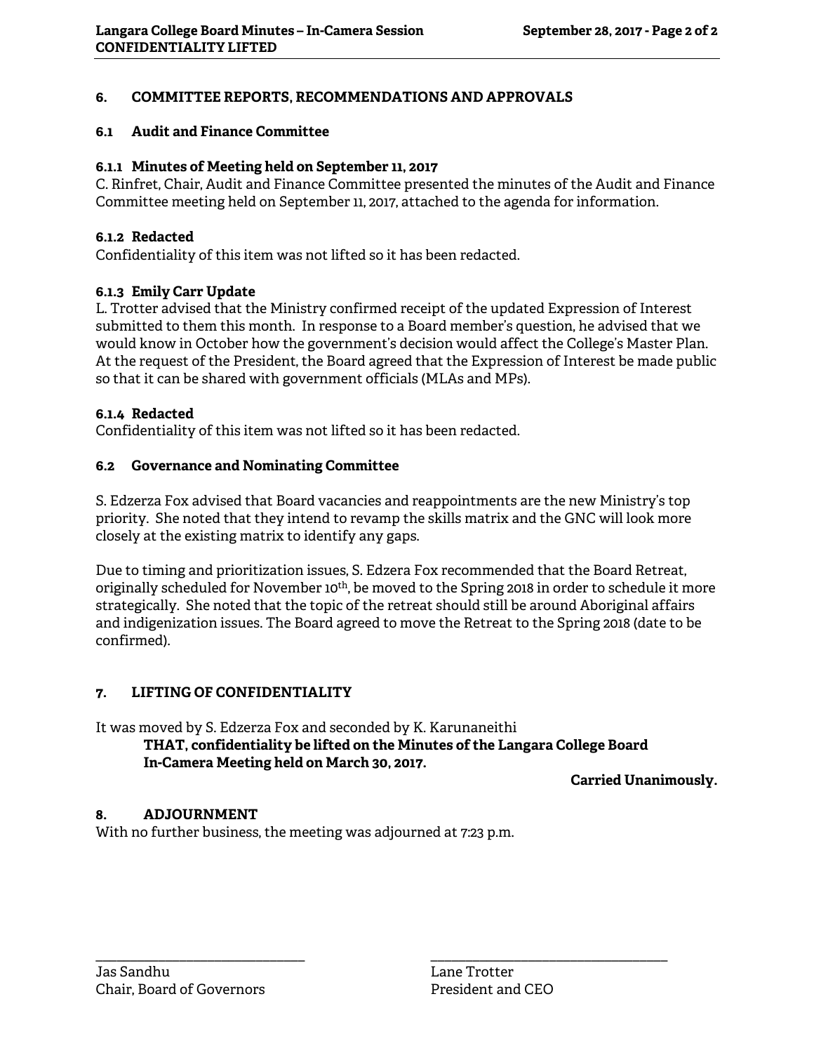## 6. COMMITTEE REPORTS, RECOMMENDATIONS AND APPROVALS

### 6.1 Audit and Finance Committee

#### 6.1.1 Minutes of Meeting held on September 11, 2017

C. Rinfret, Chair, Audit and Finance Committee presented the minutes of the Audit and Finance Committee meeting held on September 11, 2017, attached to the agenda for information.

#### 6.1.2 Redacted

Confidentiality of this item was not lifted so it has been redacted.

#### 6.1.3 Emily Carr Update

L. Trotter advised that the Ministry confirmed receipt of the updated Expression of Interest submitted to them this month. In response to a Board member's question, he advised that we would know in October how the government's decision would affect the College's Master Plan. At the request of the President, the Board agreed that the Expression of Interest be made public so that it can be shared with government officials (MLAs and MPs).

#### 6.1.4 Redacted

Confidentiality of this item was not lifted so it has been redacted.

### 6.2 Governance and Nominating Committee

S. Edzerza Fox advised that Board vacancies and reappointments are the new Ministry's top priority. She noted that they intend to revamp the skills matrix and the GNC will look more closely at the existing matrix to identify any gaps.

Due to timing and prioritization issues, S. Edzera Fox recommended that the Board Retreat, originally scheduled for November 10th, be moved to the Spring 2018 in order to schedule it more strategically. She noted that the topic of the retreat should still be around Aboriginal affairs and indigenization issues. The Board agreed to move the Retreat to the Spring 2018 (date to be confirmed).

## 7. LIFTING OF CONFIDENTIALITY

It was moved by S. Edzerza Fox and seconded by K. Karunaneithi

> **THAT, confidentiality be lifted on the Minutes of the Langara College Board In-Camera Meeting held on March 30, 2017.**

**Carried Unanimously.**

## 8. ADJOURNMENT

With no further business, the meeting was adjourned at 7:23 p.m.

\_\_\_\_\_\_\_\_\_\_\_\_\_\_\_\_\_\_\_\_\_\_\_\_\_\_\_\_\_\_
Jas Sandhu
Chair, Board of Governors

\_\_\_\_\_\_\_\_\_\_\_\_\_\_\_\_\_\_\_\_\_\_\_\_\_\_\_\_\_\_
Lane Trotter
President and CEO